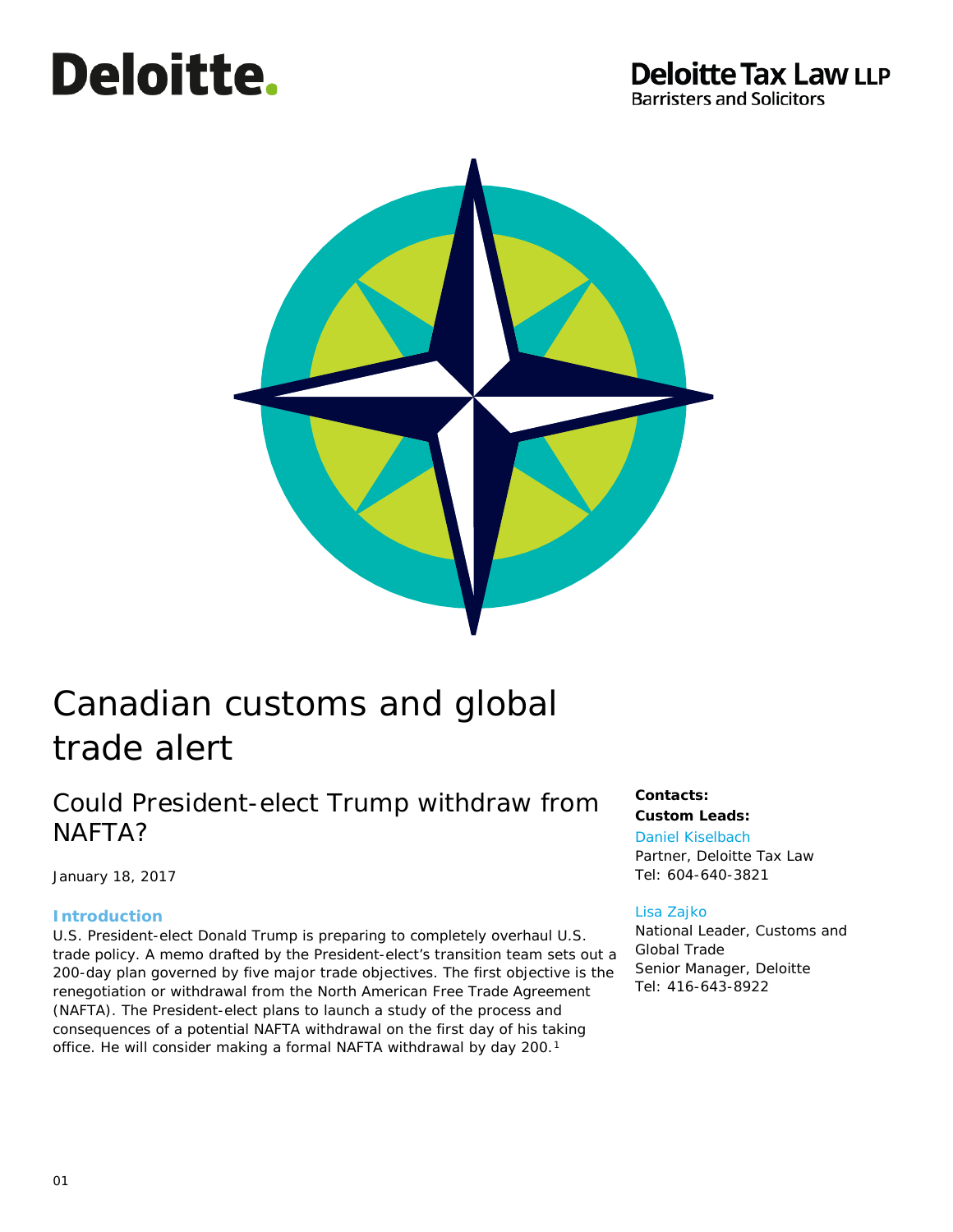Deloitte.

Deloitte Tax Law LLP
Barristers and Solicitors

# Canadian customs and global trade alert

## Could President-elect Trump withdraw from NAFTA?

January 18, 2017

### Introduction

U.S. President-elect Donald Trump is preparing to completely overhaul U.S. trade policy. A memo drafted by the President-elect's transition team sets out a 200-day plan governed by five major trade objectives. The first objective is the renegotiation or withdrawal from the North American Free Trade Agreement (NAFTA). The President-elect plans to launch a study of the process and consequences of a potential NAFTA withdrawal on the first day of his taking office. He will consider making a formal NAFTA withdrawal by day 200.[1]

**Contacts:**

**Custom Leads:**

Daniel Kiselbach
Partner, Deloitte Tax Law
Tel: 604-640-3821

Lisa Zajko
National Leader, Customs and Global Trade
Senior Manager, Deloitte
Tel: 416-643-8922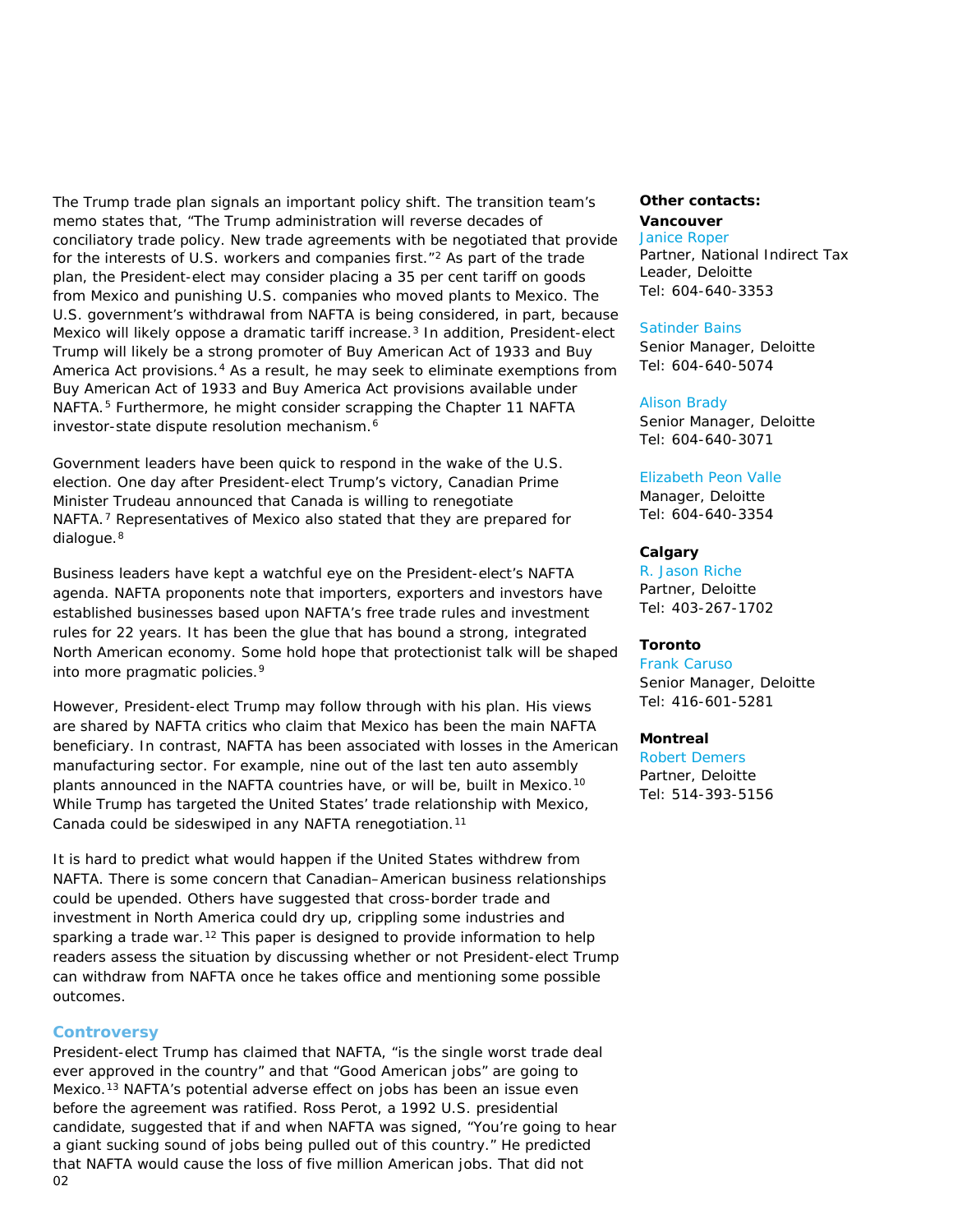The Trump trade plan signals an important policy shift. The transition team's memo states that, "The Trump administration will reverse decades of conciliatory trade policy. New trade agreements with be negotiated that provide for the interests of U.S. workers and companies first."[2] As part of the trade plan, the President-elect may consider placing a 35 per cent tariff on goods from Mexico and punishing U.S. companies who moved plants to Mexico. The U.S. government's withdrawal from NAFTA is being considered, in part, because Mexico will likely oppose a dramatic tariff increase.[3] In addition, President-elect Trump will likely be a strong promoter of Buy American Act of 1933 and Buy America Act provisions.[4] As a result, he may seek to eliminate exemptions from Buy American Act of 1933 and Buy America Act provisions available under NAFTA.[5] Furthermore, he might consider scrapping the Chapter 11 NAFTA investor-state dispute resolution mechanism.[6]

Government leaders have been quick to respond in the wake of the U.S. election. One day after President-elect Trump's victory, Canadian Prime Minister Trudeau announced that Canada is willing to renegotiate NAFTA.[7] Representatives of Mexico also stated that they are prepared for dialogue.[8]

Business leaders have kept a watchful eye on the President-elect's NAFTA agenda. NAFTA proponents note that importers, exporters and investors have established businesses based upon NAFTA's free trade rules and investment rules for 22 years. It has been the glue that has bound a strong, integrated North American economy. Some hold hope that protectionist talk will be shaped into more pragmatic policies.[9]

However, President-elect Trump may follow through with his plan. His views are shared by NAFTA critics who claim that Mexico has been the main NAFTA beneficiary. In contrast, NAFTA has been associated with losses in the American manufacturing sector. For example, nine out of the last ten auto assembly plants announced in the NAFTA countries have, or will be, built in Mexico.[10] While Trump has targeted the United States' trade relationship with Mexico, Canada could be sideswiped in any NAFTA renegotiation.[11]

It is hard to predict what would happen if the United States withdrew from NAFTA. There is some concern that Canadian–American business relationships could be upended. Others have suggested that cross-border trade and investment in North America could dry up, crippling some industries and sparking a trade war.[12] This paper is designed to provide information to help readers assess the situation by discussing whether or not President-elect Trump can withdraw from NAFTA once he takes office and mentioning some possible outcomes.

## Controversy

President-elect Trump has claimed that NAFTA, "is the single worst trade deal ever approved in the country" and that "Good American jobs" are going to Mexico.[13] NAFTA's potential adverse effect on jobs has been an issue even before the agreement was ratified. Ross Perot, a 1992 U.S. presidential candidate, suggested that if and when NAFTA was signed, "You're going to hear a giant sucking sound of jobs being pulled out of this country." He predicted that NAFTA would cause the loss of five million American jobs. That did not

**Other contacts:**

**Vancouver**

Janice Roper
Partner, National Indirect Tax Leader, Deloitte
Tel: 604-640-3353

Satinder Bains
Senior Manager, Deloitte
Tel: 604-640-5074

Alison Brady
Senior Manager, Deloitte
Tel: 604-640-3071

Elizabeth Peon Valle
Manager, Deloitte
Tel: 604-640-3354

**Calgary**

R. Jason Riche
Partner, Deloitte
Tel: 403-267-1702

**Toronto**

Frank Caruso
Senior Manager, Deloitte
Tel: 416-601-5281

**Montreal**

Robert Demers
Partner, Deloitte
Tel: 514-393-5156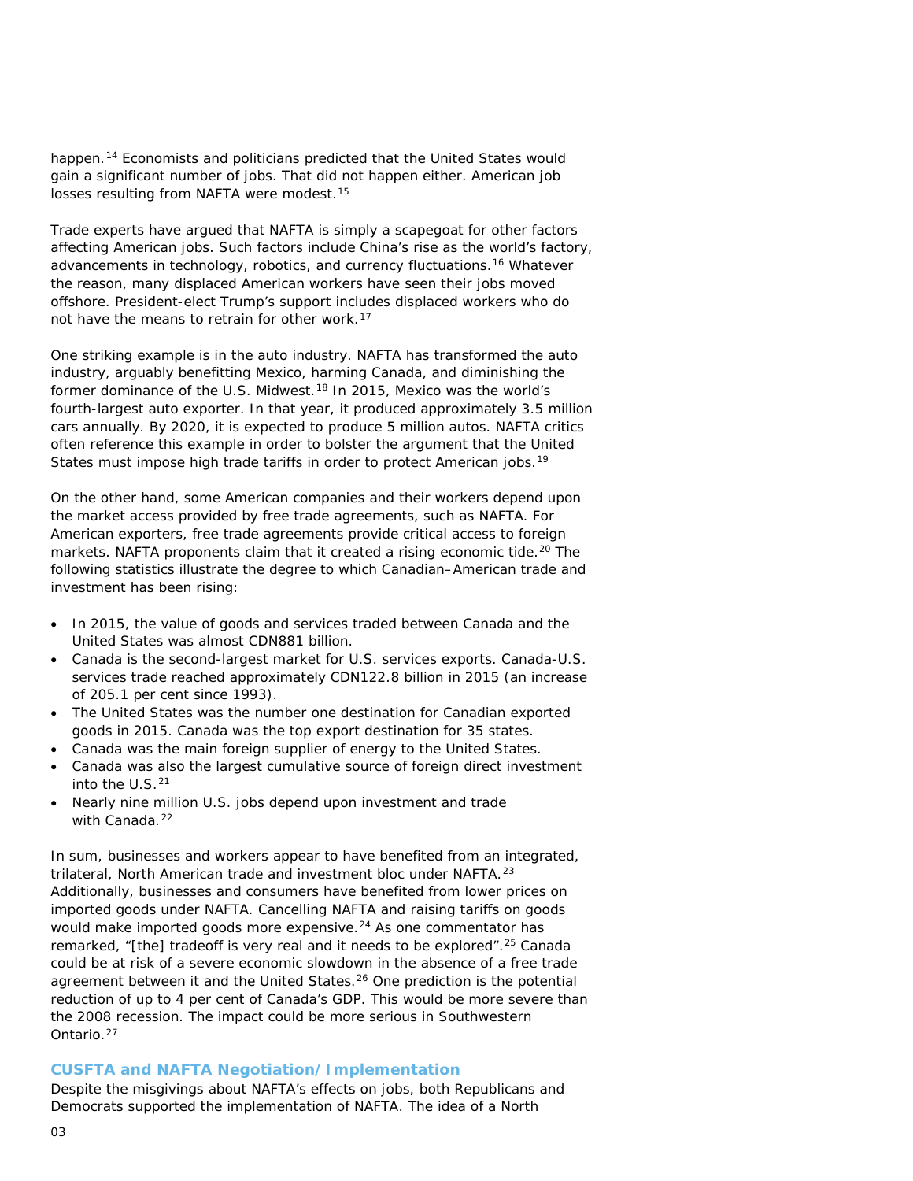happen.[14] Economists and politicians predicted that the United States would gain a significant number of jobs. That did not happen either. American job losses resulting from NAFTA were modest.[15]

Trade experts have argued that NAFTA is simply a scapegoat for other factors affecting American jobs. Such factors include China's rise as the world's factory, advancements in technology, robotics, and currency fluctuations.[16] Whatever the reason, many displaced American workers have seen their jobs moved offshore. President-elect Trump's support includes displaced workers who do not have the means to retrain for other work.[17]

One striking example is in the auto industry. NAFTA has transformed the auto industry, arguably benefitting Mexico, harming Canada, and diminishing the former dominance of the U.S. Midwest.[18] In 2015, Mexico was the world's fourth-largest auto exporter. In that year, it produced approximately 3.5 million cars annually. By 2020, it is expected to produce 5 million autos. NAFTA critics often reference this example in order to bolster the argument that the United States must impose high trade tariffs in order to protect American jobs.[19]

On the other hand, some American companies and their workers depend upon the market access provided by free trade agreements, such as NAFTA. For American exporters, free trade agreements provide critical access to foreign markets. NAFTA proponents claim that it created a rising economic tide.[20] The following statistics illustrate the degree to which Canadian–American trade and investment has been rising:

- In 2015, the value of goods and services traded between Canada and the United States was almost CDN881 billion.
- Canada is the second-largest market for U.S. services exports. Canada-U.S. services trade reached approximately CDN122.8 billion in 2015 (an increase of 205.1 per cent since 1993).
- The United States was the number one destination for Canadian exported goods in 2015. Canada was the top export destination for 35 states.
- Canada was the main foreign supplier of energy to the United States.
- Canada was also the largest cumulative source of foreign direct investment into the U.S.[21]
- Nearly nine million U.S. jobs depend upon investment and trade with Canada.[22]

In sum, businesses and workers appear to have benefited from an integrated, trilateral, North American trade and investment bloc under NAFTA.[23] Additionally, businesses and consumers have benefited from lower prices on imported goods under NAFTA. Cancelling NAFTA and raising tariffs on goods would make imported goods more expensive.[24] As one commentator has remarked, "[the] tradeoff is very real and it needs to be explored".[25] Canada could be at risk of a severe economic slowdown in the absence of a free trade agreement between it and the United States.[26] One prediction is the potential reduction of up to 4 per cent of Canada's GDP. This would be more severe than the 2008 recession. The impact could be more serious in Southwestern Ontario.[27]

### CUSFTA and NAFTA Negotiation/Implementation

Despite the misgivings about NAFTA's effects on jobs, both Republicans and Democrats supported the implementation of NAFTA. The idea of a North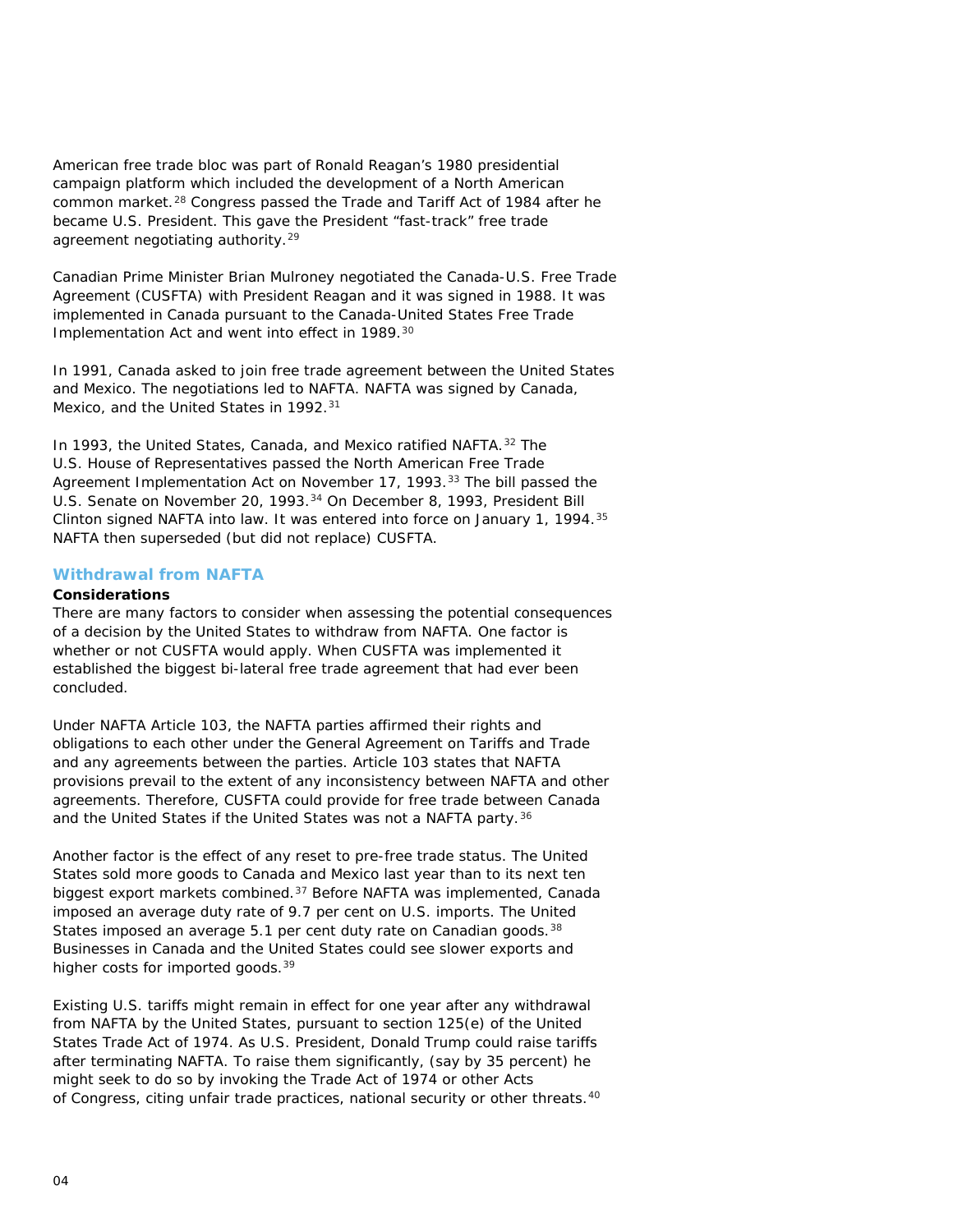American free trade bloc was part of Ronald Reagan's 1980 presidential campaign platform which included the development of a North American common market.[28] Congress passed the Trade and Tariff Act of 1984 after he became U.S. President. This gave the President "fast-track" free trade agreement negotiating authority.[29]

Canadian Prime Minister Brian Mulroney negotiated the Canada-U.S. Free Trade Agreement (CUSFTA) with President Reagan and it was signed in 1988. It was implemented in Canada pursuant to the Canada-United States Free Trade Implementation Act and went into effect in 1989.[30]

In 1991, Canada asked to join free trade agreement between the United States and Mexico. The negotiations led to NAFTA. NAFTA was signed by Canada, Mexico, and the United States in 1992.[31]

In 1993, the United States, Canada, and Mexico ratified NAFTA.[32] The U.S. House of Representatives passed the North American Free Trade Agreement Implementation Act on November 17, 1993.[33] The bill passed the U.S. Senate on November 20, 1993.[34] On December 8, 1993, President Bill Clinton signed NAFTA into law. It was entered into force on January 1, 1994.[35] NAFTA then superseded (but did not replace) CUSFTA.

## Withdrawal from NAFTA

### Considerations

There are many factors to consider when assessing the potential consequences of a decision by the United States to withdraw from NAFTA. One factor is whether or not CUSFTA would apply. When CUSFTA was implemented it established the biggest bi-lateral free trade agreement that had ever been concluded.

Under NAFTA Article 103, the NAFTA parties affirmed their rights and obligations to each other under the General Agreement on Tariffs and Trade and any agreements between the parties. Article 103 states that NAFTA provisions prevail to the extent of any inconsistency between NAFTA and other agreements. Therefore, CUSFTA could provide for free trade between Canada and the United States if the United States was not a NAFTA party.[36]

Another factor is the effect of any reset to pre-free trade status. The United States sold more goods to Canada and Mexico last year than to its next ten biggest export markets combined.[37] Before NAFTA was implemented, Canada imposed an average duty rate of 9.7 per cent on U.S. imports. The United States imposed an average 5.1 per cent duty rate on Canadian goods.[38] Businesses in Canada and the United States could see slower exports and higher costs for imported goods.[39]

Existing U.S. tariffs might remain in effect for one year after any withdrawal from NAFTA by the United States, pursuant to section 125(e) of the United States Trade Act of 1974. As U.S. President, Donald Trump could raise tariffs after terminating NAFTA. To raise them significantly, (say by 35 percent) he might seek to do so by invoking the Trade Act of 1974 or other Acts of Congress, citing unfair trade practices, national security or other threats.[40]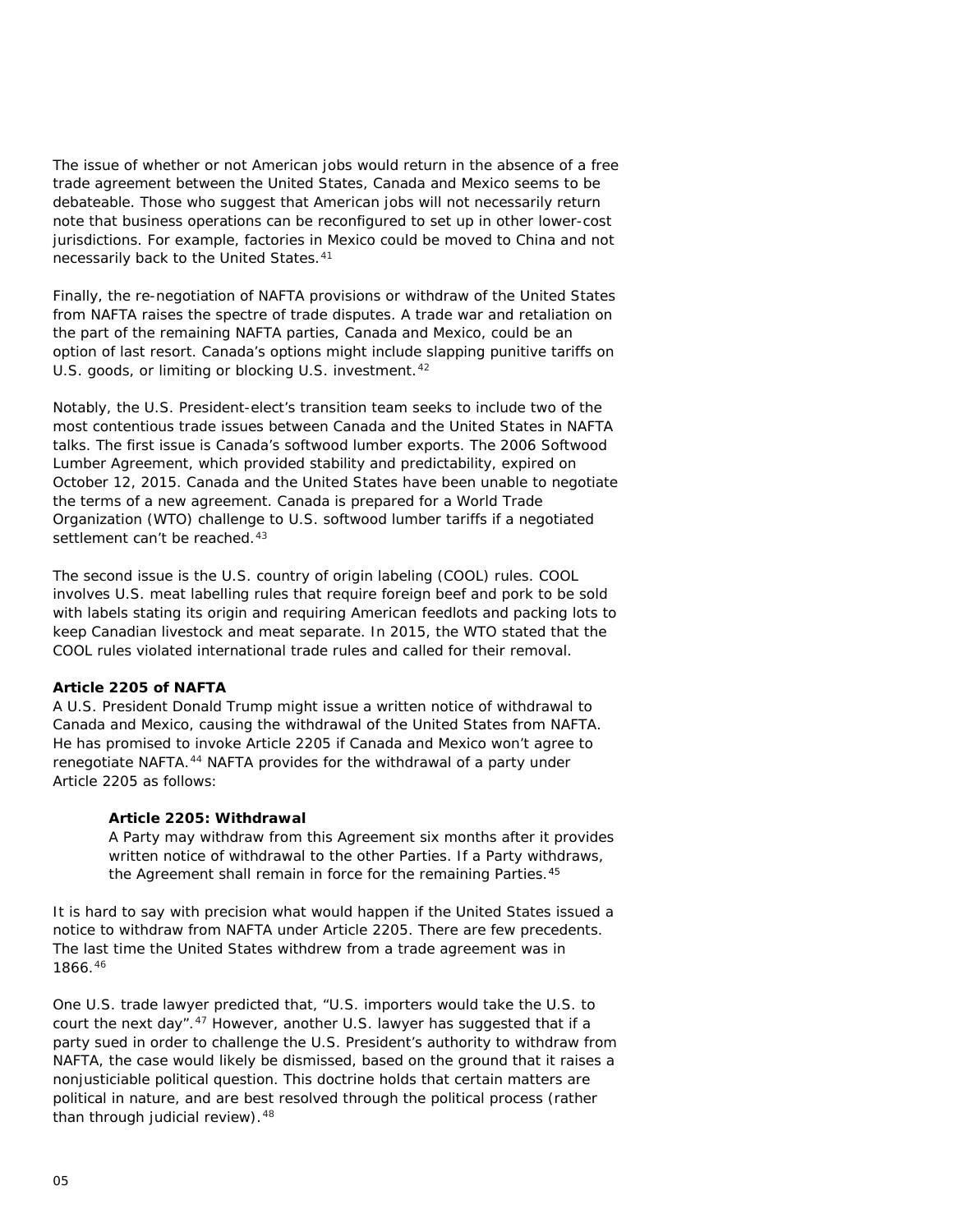The issue of whether or not American jobs would return in the absence of a free trade agreement between the United States, Canada and Mexico seems to be debateable. Those who suggest that American jobs will not necessarily return note that business operations can be reconfigured to set up in other lower-cost jurisdictions. For example, factories in Mexico could be moved to China and not necessarily back to the United States.[41]

Finally, the re-negotiation of NAFTA provisions or withdraw of the United States from NAFTA raises the spectre of trade disputes. A trade war and retaliation on the part of the remaining NAFTA parties, Canada and Mexico, could be an option of last resort. Canada's options might include slapping punitive tariffs on U.S. goods, or limiting or blocking U.S. investment.[42]

Notably, the U.S. President-elect's transition team seeks to include two of the most contentious trade issues between Canada and the United States in NAFTA talks. The first issue is Canada's softwood lumber exports. The 2006 Softwood Lumber Agreement, which provided stability and predictability, expired on October 12, 2015. Canada and the United States have been unable to negotiate the terms of a new agreement. Canada is prepared for a World Trade Organization (WTO) challenge to U.S. softwood lumber tariffs if a negotiated settlement can't be reached.[43]

The second issue is the U.S. country of origin labeling (COOL) rules. COOL involves U.S. meat labelling rules that require foreign beef and pork to be sold with labels stating its origin and requiring American feedlots and packing lots to keep Canadian livestock and meat separate. In 2015, the WTO stated that the COOL rules violated international trade rules and called for their removal.

**Article 2205 of NAFTA**

A U.S. President Donald Trump might issue a written notice of withdrawal to Canada and Mexico, causing the withdrawal of the United States from NAFTA. He has promised to invoke Article 2205 if Canada and Mexico won't agree to renegotiate NAFTA.[44] NAFTA provides for the withdrawal of a party under Article 2205 as follows:

> **Article 2205: Withdrawal**
>
> A Party may withdraw from this Agreement six months after it provides written notice of withdrawal to the other Parties. If a Party withdraws, the Agreement shall remain in force for the remaining Parties.[45]

It is hard to say with precision what would happen if the United States issued a notice to withdraw from NAFTA under Article 2205. There are few precedents. The last time the United States withdrew from a trade agreement was in 1866.[46]

One U.S. trade lawyer predicted that, "U.S. importers would take the U.S. to court the next day".[47] However, another U.S. lawyer has suggested that if a party sued in order to challenge the U.S. President's authority to withdraw from NAFTA, the case would likely be dismissed, based on the ground that it raises a nonjusticiable political question. This doctrine holds that certain matters are political in nature, and are best resolved through the political process (rather than through judicial review).[48]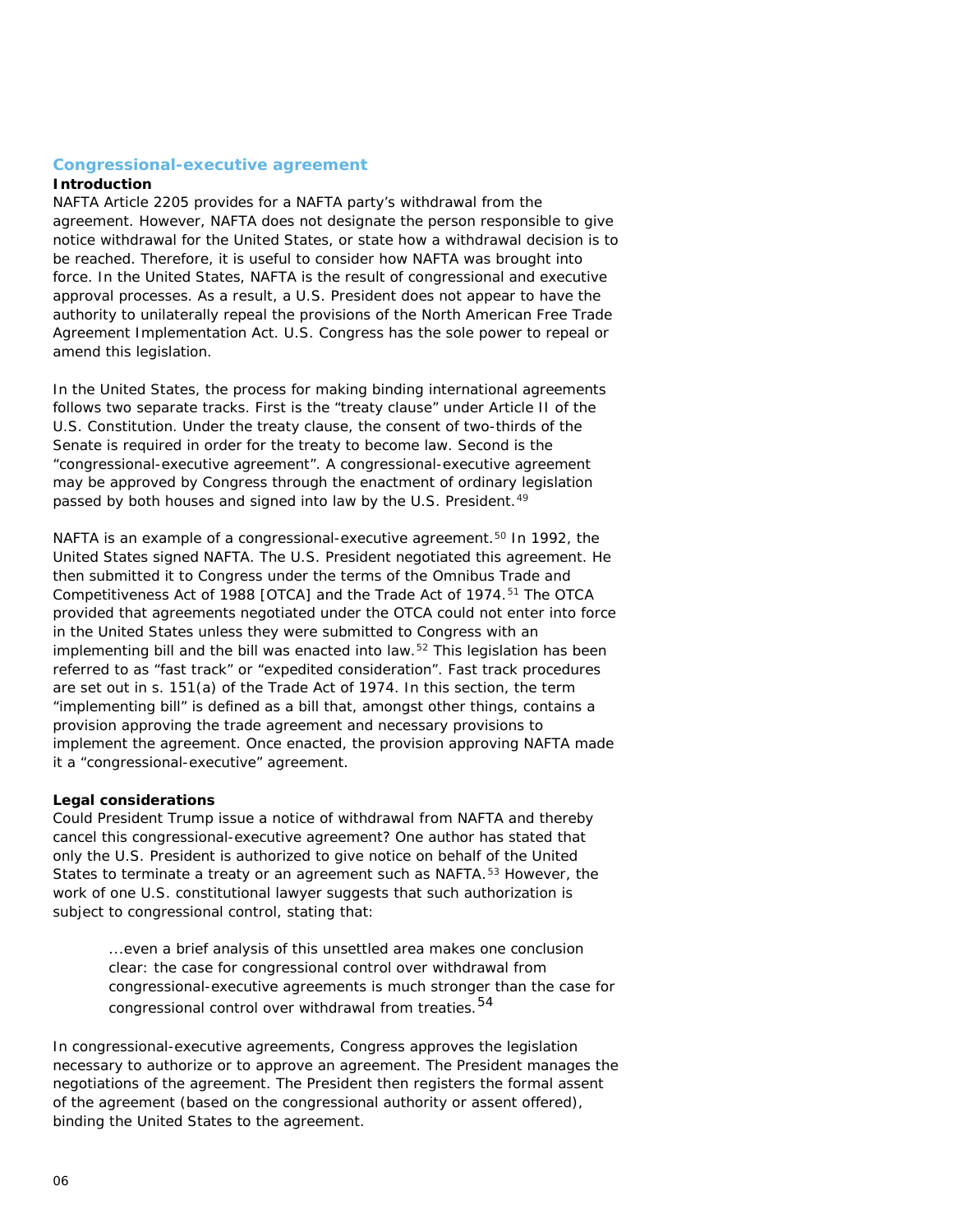## Congressional-executive agreement

### Introduction

NAFTA Article 2205 provides for a NAFTA party's withdrawal from the agreement. However, NAFTA does not designate the person responsible to give notice withdrawal for the United States, or state how a withdrawal decision is to be reached. Therefore, it is useful to consider how NAFTA was brought into force. In the United States, NAFTA is the result of congressional and executive approval processes. As a result, a U.S. President does not appear to have the authority to unilaterally repeal the provisions of the North American Free Trade Agreement Implementation Act. U.S. Congress has the sole power to repeal or amend this legislation.

In the United States, the process for making binding international agreements follows two separate tracks. First is the "treaty clause" under Article II of the U.S. Constitution. Under the treaty clause, the consent of two-thirds of the Senate is required in order for the treaty to become law. Second is the "congressional-executive agreement". A congressional-executive agreement may be approved by Congress through the enactment of ordinary legislation passed by both houses and signed into law by the U.S. President.[49]

NAFTA is an example of a congressional-executive agreement.[50] In 1992, the United States signed NAFTA. The U.S. President negotiated this agreement. He then submitted it to Congress under the terms of the Omnibus Trade and Competitiveness Act of 1988 [OTCA] and the Trade Act of 1974.[51] The OTCA provided that agreements negotiated under the OTCA could not enter into force in the United States unless they were submitted to Congress with an implementing bill and the bill was enacted into law.[52] This legislation has been referred to as "fast track" or "expedited consideration". Fast track procedures are set out in s. 151(a) of the Trade Act of 1974. In this section, the term "implementing bill" is defined as a bill that, amongst other things, contains a provision approving the trade agreement and necessary provisions to implement the agreement. Once enacted, the provision approving NAFTA made it a "congressional-executive" agreement.

### Legal considerations

Could President Trump issue a notice of withdrawal from NAFTA and thereby cancel this congressional-executive agreement? One author has stated that only the U.S. President is authorized to give notice on behalf of the United States to terminate a treaty or an agreement such as NAFTA.[53] However, the work of one U.S. constitutional lawyer suggests that such authorization is subject to congressional control, stating that:

> ...even a brief analysis of this unsettled area makes one conclusion clear: the case for congressional control over withdrawal from congressional-executive agreements is much stronger than the case for congressional control over withdrawal from treaties.[54]

In congressional-executive agreements, Congress approves the legislation necessary to authorize or to approve an agreement. The President manages the negotiations of the agreement. The President then registers the formal assent of the agreement (based on the congressional authority or assent offered), binding the United States to the agreement.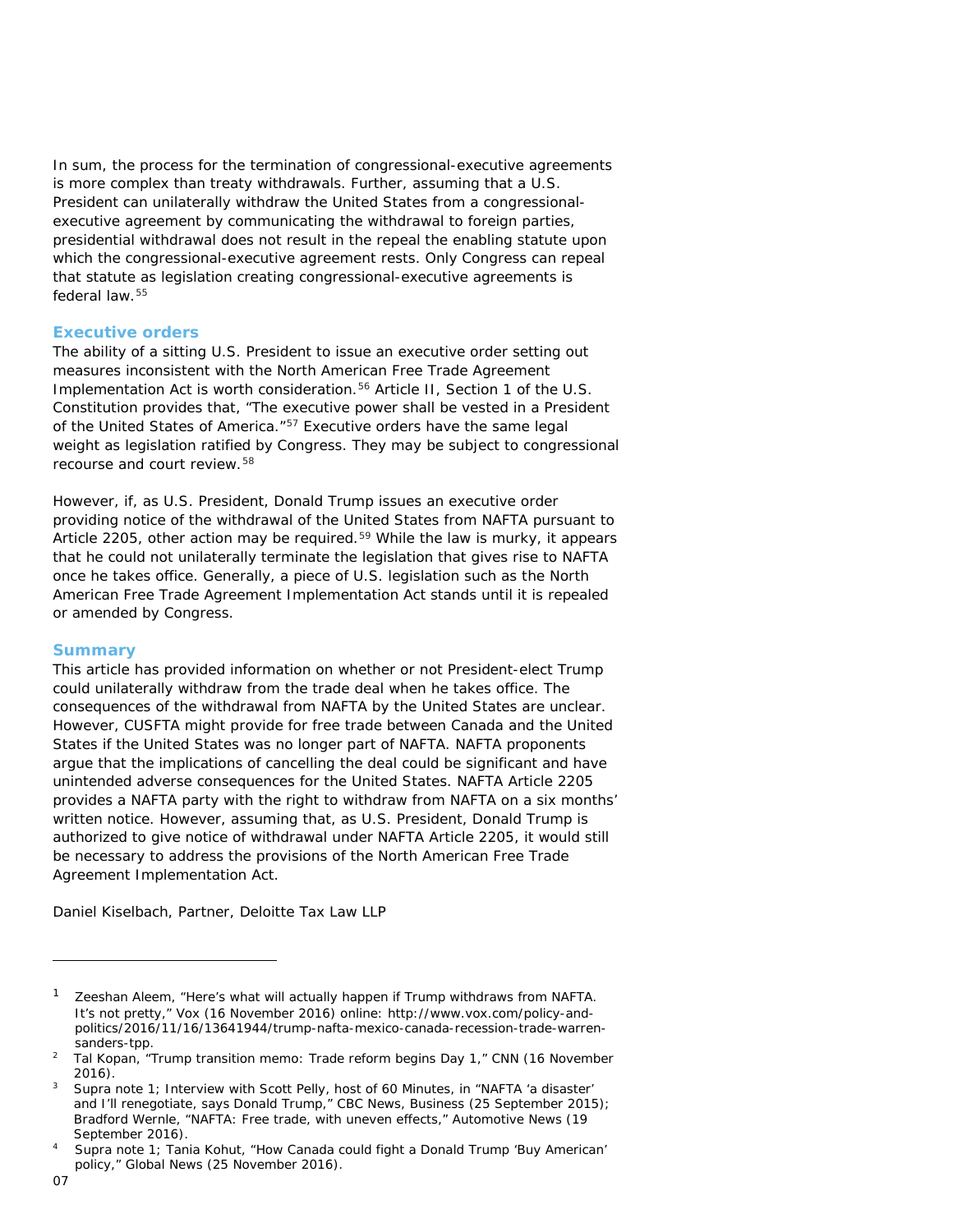In sum, the process for the termination of congressional-executive agreements is more complex than treaty withdrawals. Further, assuming that a U.S. President can unilaterally withdraw the United States from a congressional-executive agreement by communicating the withdrawal to foreign parties, presidential withdrawal does not result in the repeal the enabling statute upon which the congressional-executive agreement rests. Only Congress can repeal that statute as legislation creating congressional-executive agreements is federal law.[55]

## Executive orders

The ability of a sitting U.S. President to issue an executive order setting out measures inconsistent with the North American Free Trade Agreement Implementation Act is worth consideration.[56] Article II, Section 1 of the U.S. Constitution provides that, "The executive power shall be vested in a President of the United States of America."[57] Executive orders have the same legal weight as legislation ratified by Congress. They may be subject to congressional recourse and court review.[58]

However, if, as U.S. President, Donald Trump issues an executive order providing notice of the withdrawal of the United States from NAFTA pursuant to Article 2205, other action may be required.[59] While the law is murky, it appears that he could not unilaterally terminate the legislation that gives rise to NAFTA once he takes office. Generally, a piece of U.S. legislation such as the North American Free Trade Agreement Implementation Act stands until it is repealed or amended by Congress.

## Summary

This article has provided information on whether or not President-elect Trump could unilaterally withdraw from the trade deal when he takes office. The consequences of the withdrawal from NAFTA by the United States are unclear. However, CUSFTA might provide for free trade between Canada and the United States if the United States was no longer part of NAFTA. NAFTA proponents argue that the implications of cancelling the deal could be significant and have unintended adverse consequences for the United States. NAFTA Article 2205 provides a NAFTA party with the right to withdraw from NAFTA on a six months' written notice. However, assuming that, as U.S. President, Donald Trump is authorized to give notice of withdrawal under NAFTA Article 2205, it would still be necessary to address the provisions of the North American Free Trade Agreement Implementation Act.

Daniel Kiselbach, Partner, Deloitte Tax Law LLP

---

[1] Zeeshan Aleem, "Here's what will actually happen if Trump withdraws from NAFTA. It's not pretty," Vox (16 November 2016) online: http://www.vox.com/policy-and-politics/2016/11/16/13641944/trump-nafta-mexico-canada-recession-trade-warren-sanders-tpp.

[2] Tal Kopan, "Trump transition memo: Trade reform begins Day 1," CNN (16 November 2016).

[3] Supra note 1; Interview with Scott Pelly, host of 60 Minutes, in "NAFTA 'a disaster' and I'll renegotiate, says Donald Trump," CBC News, Business (25 September 2015); Bradford Wernle, "NAFTA: Free trade, with uneven effects," Automotive News (19 September 2016).

[4] Supra note 1; Tania Kohut, "How Canada could fight a Donald Trump 'Buy American' policy," Global News (25 November 2016).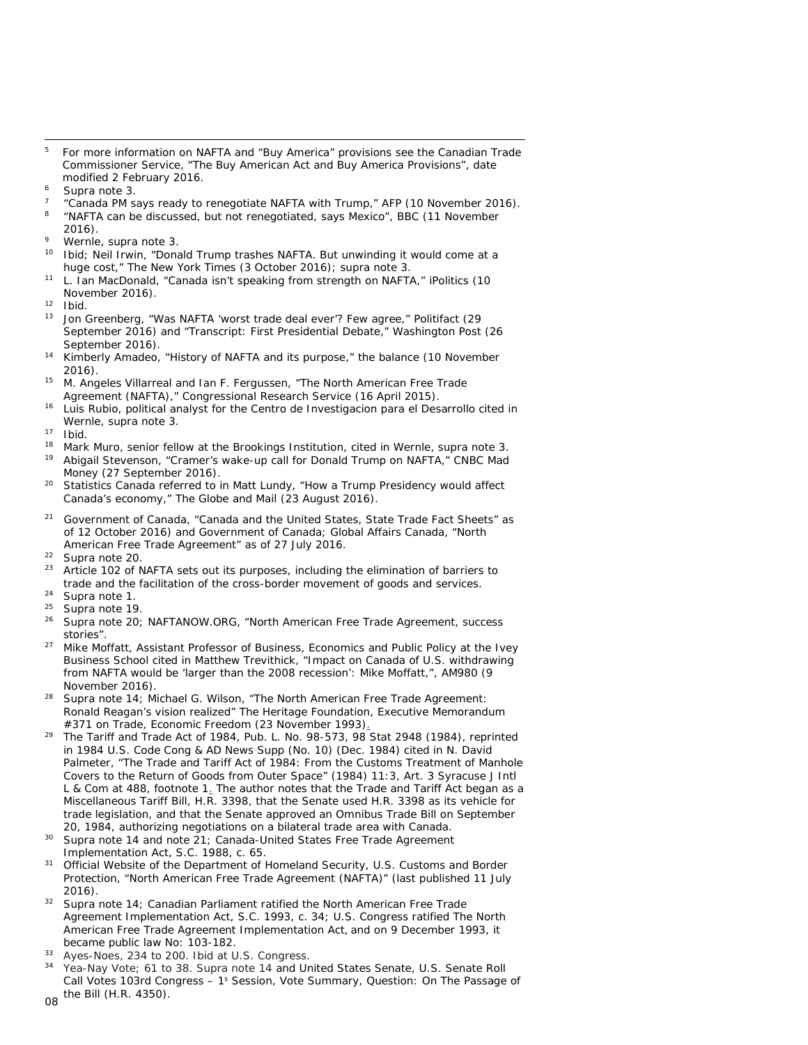[5] For more information on NAFTA and "Buy America" provisions see the Canadian Trade Commissioner Service, "The Buy American Act and Buy America Provisions", date modified 2 February 2016.

[6] Supra note 3.

[7] "Canada PM says ready to renegotiate NAFTA with Trump," AFP (10 November 2016).

[8] "NAFTA can be discussed, but not renegotiated, says Mexico", BBC (11 November 2016).

[9] Wernle, supra note 3.

[10] Ibid; Neil Irwin, "Donald Trump trashes NAFTA. But unwinding it would come at a huge cost," The New York Times (3 October 2016); supra note 3.

[11] L. Ian MacDonald, "Canada isn't speaking from strength on NAFTA," iPolitics (10 November 2016).

[12] Ibid.

[13] Jon Greenberg, "Was NAFTA 'worst trade deal ever'? Few agree," Politifact (29 September 2016) and "Transcript: First Presidential Debate," Washington Post (26 September 2016).

[14] Kimberly Amadeo, "History of NAFTA and its purpose," the balance (10 November 2016).

[15] M. Angeles Villarreal and Ian F. Fergussen, "The North American Free Trade Agreement (NAFTA)," Congressional Research Service (16 April 2015).

[16] Luis Rubio, political analyst for the Centro de Investigacion para el Desarrollo cited in Wernle, supra note 3.

[17] Ibid.

[18] Mark Muro, senior fellow at the Brookings Institution, cited in Wernle, supra note 3.

[19] Abigail Stevenson, "Cramer's wake-up call for Donald Trump on NAFTA," CNBC Mad Money (27 September 2016).

[20] Statistics Canada referred to in Matt Lundy, "How a Trump Presidency would affect Canada's economy," The Globe and Mail (23 August 2016).

[21] Government of Canada, "Canada and the United States, State Trade Fact Sheets" as of 12 October 2016) and Government of Canada; Global Affairs Canada, "North American Free Trade Agreement" as of 27 July 2016.

[22] Supra note 20.

[23] Article 102 of NAFTA sets out its purposes, including the elimination of barriers to trade and the facilitation of the cross-border movement of goods and services.

[24] Supra note 1.

[25] Supra note 19.

[26] Supra note 20; NAFTANOW.ORG, "North American Free Trade Agreement, success stories".

[27] Mike Moffatt, Assistant Professor of Business, Economics and Public Policy at the Ivey Business School cited in Matthew Trevithick, "Impact on Canada of U.S. withdrawing from NAFTA would be 'larger than the 2008 recession': Mike Moffatt,", AM980 (9 November 2016).

[28] Supra note 14; Michael G. Wilson, "The North American Free Trade Agreement: Ronald Reagan's vision realized" The Heritage Foundation, Executive Memorandum #371 on Trade, Economic Freedom (23 November 1993).

[29] The Tariff and Trade Act of 1984, Pub. L. No. 98-573, 98 Stat 2948 (1984), reprinted in 1984 U.S. Code Cong & AD News Supp (No. 10) (Dec. 1984) cited in N. David Palmeter, "The Trade and Tariff Act of 1984: From the Customs Treatment of Manhole Covers to the Return of Goods from Outer Space" (1984) 11:3, Art. 3 Syracuse J Intl L & Com at 488, footnote 1. The author notes that the Trade and Tariff Act began as a Miscellaneous Tariff Bill, H.R. 3398, that the Senate used H.R. 3398 as its vehicle for trade legislation, and that the Senate approved an Omnibus Trade Bill on September 20, 1984, authorizing negotiations on a bilateral trade area with Canada.

[30] Supra note 14 and note 21; Canada-United States Free Trade Agreement Implementation Act, S.C. 1988, c. 65.

[31] Official Website of the Department of Homeland Security, U.S. Customs and Border Protection, "North American Free Trade Agreement (NAFTA)" (last published 11 July 2016).

[32] Supra note 14; Canadian Parliament ratified the North American Free Trade Agreement Implementation Act, S.C. 1993, c. 34; U.S. Congress ratified The North American Free Trade Agreement Implementation Act, and on 9 December 1993, it became public law No: 103-182.

[33] Ayes-Noes, 234 to 200. Ibid at U.S. Congress.

[34] Yea-Nay Vote; 61 to 38. Supra note 14 and United States Senate, U.S. Senate Roll Call Votes 103rd Congress – 1s Session, Vote Summary, Question: On The Passage of the Bill (H.R. 4350).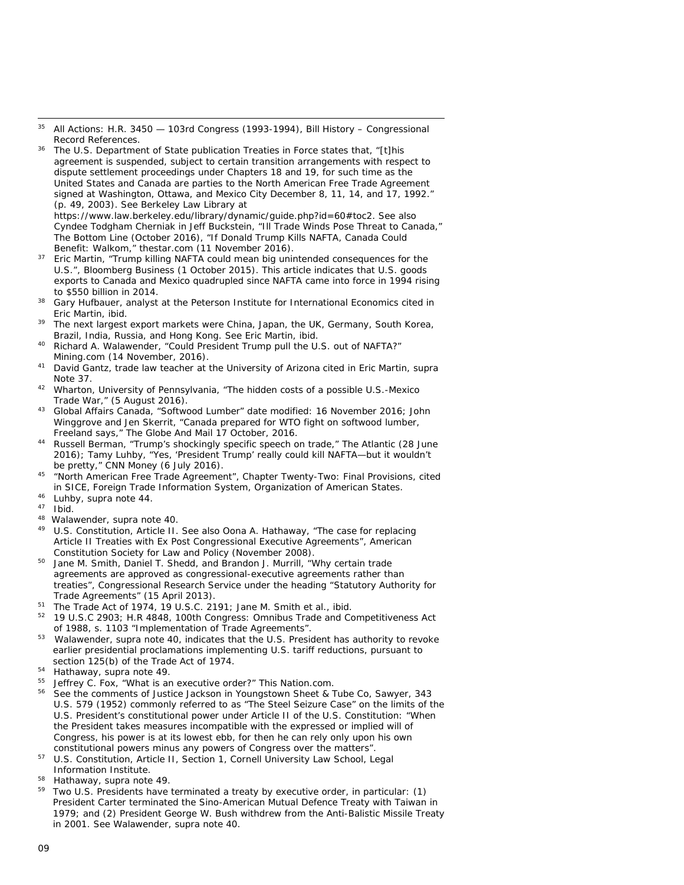[35] All Actions: H.R. 3450 — 103rd Congress (1993-1994), Bill History – Congressional Record References.

[36] The U.S. Department of State publication Treaties in Force states that, "[t]his agreement is suspended, subject to certain transition arrangements with respect to dispute settlement proceedings under Chapters 18 and 19, for such time as the United States and Canada are parties to the North American Free Trade Agreement signed at Washington, Ottawa, and Mexico City December 8, 11, 14, and 17, 1992." (p. 49, 2003). See Berkeley Law Library at https://www.law.berkeley.edu/library/dynamic/guide.php?id=60#toc2. See also Cyndee Todgham Cherniak in Jeff Buckstein, "Ill Trade Winds Pose Threat to Canada," The Bottom Line (October 2016), "If Donald Trump Kills NAFTA, Canada Could Benefit: Walkom," thestar.com (11 November 2016).

[37] Eric Martin, "Trump killing NAFTA could mean big unintended consequences for the U.S.", Bloomberg Business (1 October 2015). This article indicates that U.S. goods exports to Canada and Mexico quadrupled since NAFTA came into force in 1994 rising to $550 billion in 2014.

[38] Gary Hufbauer, analyst at the Peterson Institute for International Economics cited in Eric Martin, ibid.

[39] The next largest export markets were China, Japan, the UK, Germany, South Korea, Brazil, India, Russia, and Hong Kong. See Eric Martin, ibid.

[40] Richard A. Walawender, "Could President Trump pull the U.S. out of NAFTA?" Mining.com (14 November, 2016).

[41] David Gantz, trade law teacher at the University of Arizona cited in Eric Martin, supra Note 37.

[42] Wharton, University of Pennsylvania, "The hidden costs of a possible U.S.-Mexico Trade War," (5 August 2016).

[43] Global Affairs Canada, "Softwood Lumber" date modified: 16 November 2016; John Winggrove and Jen Skerrit, "Canada prepared for WTO fight on softwood lumber, Freeland says," The Globe And Mail 17 October, 2016.

[44] Russell Berman, "Trump's shockingly specific speech on trade," The Atlantic (28 June 2016); Tamy Luhby, "Yes, 'President Trump' really could kill NAFTA—but it wouldn't be pretty," CNN Money (6 July 2016).

[45] "North American Free Trade Agreement", Chapter Twenty-Two: Final Provisions, cited in SICE, Foreign Trade Information System, Organization of American States.

[46] Luhby, supra note 44.

[47] Ibid.

[48] Walawender, supra note 40.

[49] U.S. Constitution, Article II. See also Oona A. Hathaway, "The case for replacing Article II Treaties with Ex Post Congressional Executive Agreements", American Constitution Society for Law and Policy (November 2008).

[50] Jane M. Smith, Daniel T. Shedd, and Brandon J. Murrill, "Why certain trade agreements are approved as congressional-executive agreements rather than treaties", Congressional Research Service under the heading "Statutory Authority for Trade Agreements" (15 April 2013).

[51] The Trade Act of 1974, 19 U.S.C. 2191; Jane M. Smith et al., ibid.

[52] 19 U.S.C 2903; H.R 4848, 100th Congress: Omnibus Trade and Competitiveness Act of 1988, s. 1103 "Implementation of Trade Agreements".

[53] Walawender, supra note 40, indicates that the U.S. President has authority to revoke earlier presidential proclamations implementing U.S. tariff reductions, pursuant to section 125(b) of the Trade Act of 1974.

[54] Hathaway, supra note 49.

[55] Jeffrey C. Fox, "What is an executive order?" This Nation.com.

[56] See the comments of Justice Jackson in Youngstown Sheet & Tube Co, Sawyer, 343 U.S. 579 (1952) commonly referred to as "The Steel Seizure Case" on the limits of the U.S. President's constitutional power under Article II of the U.S. Constitution: "When the President takes measures incompatible with the expressed or implied will of Congress, his power is at its lowest ebb, for then he can rely only upon his own constitutional powers minus any powers of Congress over the matters".

[57] U.S. Constitution, Article II, Section 1, Cornell University Law School, Legal Information Institute.

[58] Hathaway, supra note 49.

[59] Two U.S. Presidents have terminated a treaty by executive order, in particular: (1) President Carter terminated the Sino-American Mutual Defence Treaty with Taiwan in 1979; and (2) President George W. Bush withdrew from the Anti-Balistic Missile Treaty in 2001. See Walawender, supra note 40.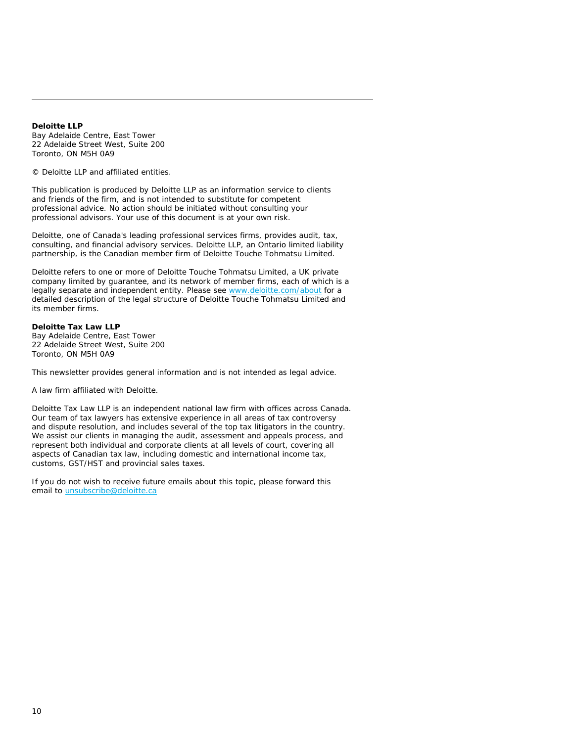---

**Deloitte LLP**
Bay Adelaide Centre, East Tower
22 Adelaide Street West, Suite 200
Toronto, ON M5H 0A9

© Deloitte LLP and affiliated entities.

This publication is produced by Deloitte LLP as an information service to clients and friends of the firm, and is not intended to substitute for competent professional advice. No action should be initiated without consulting your professional advisors. Your use of this document is at your own risk.

Deloitte, one of Canada's leading professional services firms, provides audit, tax, consulting, and financial advisory services. Deloitte LLP, an Ontario limited liability partnership, is the Canadian member firm of Deloitte Touche Tohmatsu Limited.

Deloitte refers to one or more of Deloitte Touche Tohmatsu Limited, a UK private company limited by guarantee, and its network of member firms, each of which is a legally separate and independent entity. Please see www.deloitte.com/about for a detailed description of the legal structure of Deloitte Touche Tohmatsu Limited and its member firms.

**Deloitte Tax Law LLP**
Bay Adelaide Centre, East Tower
22 Adelaide Street West, Suite 200
Toronto, ON M5H 0A9

This newsletter provides general information and is not intended as legal advice.

A law firm affiliated with Deloitte.

Deloitte Tax Law LLP is an independent national law firm with offices across Canada. Our team of tax lawyers has extensive experience in all areas of tax controversy and dispute resolution, and includes several of the top tax litigators in the country. We assist our clients in managing the audit, assessment and appeals process, and represent both individual and corporate clients at all levels of court, covering all aspects of Canadian tax law, including domestic and international income tax, customs, GST/HST and provincial sales taxes.

If you do not wish to receive future emails about this topic, please forward this email to unsubscribe@deloitte.ca